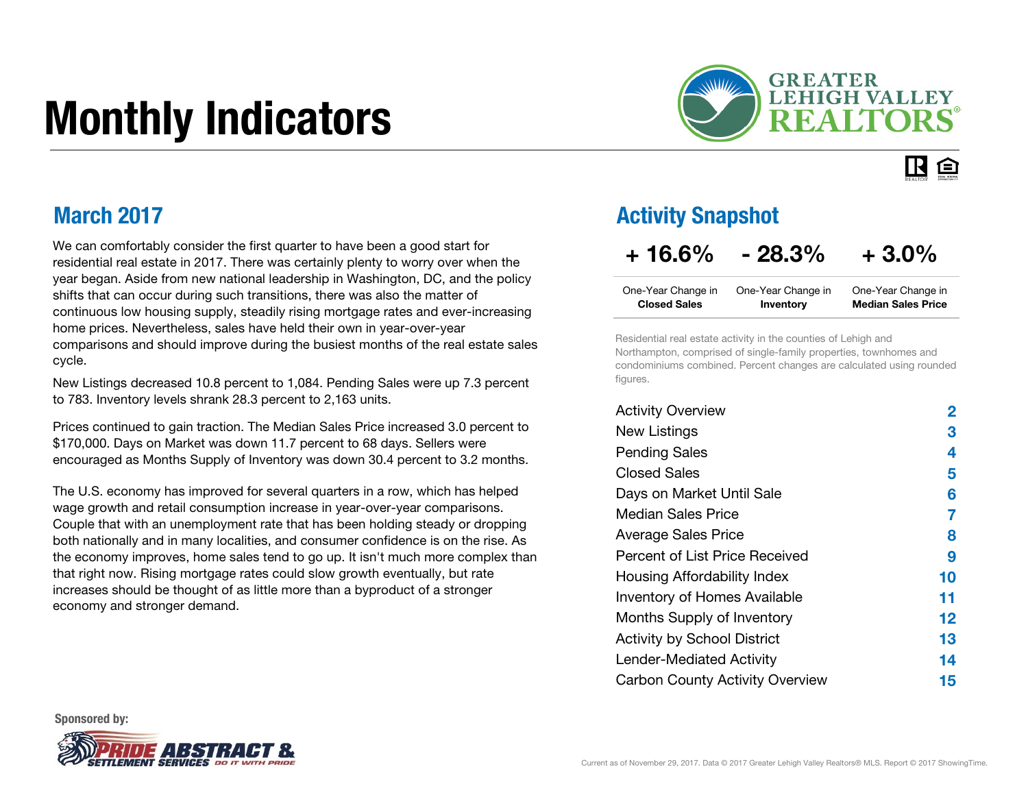# Monthly Indicators

GREATER LEHIGH VALLEY REALTORS®

## March 2017

We can comfortably consider the first quarter to have been a good start for residential real estate in 2017. There was certainly plenty to worry over when the year began. Aside from new national leadership in Washington, DC, and the policy shifts that can occur during such transitions, there was also the matter of continuous low housing supply, steadily rising mortgage rates and ever-increasing home prices. Nevertheless, sales have held their own in year-over-year comparisons and should improve during the busiest months of the real estate sales cycle.

New Listings decreased 10.8 percent to 1,084. Pending Sales were up 7.3 percent to 783. Inventory levels shrank 28.3 percent to 2,163 units.

Prices continued to gain traction. The Median Sales Price increased 3.0 percent to $170,000. Days on Market was down 11.7 percent to 68 days. Sellers were encouraged as Months Supply of Inventory was down 30.4 percent to 3.2 months.

The U.S. economy has improved for several quarters in a row, which has helped wage growth and retail consumption increase in year-over-year comparisons. Couple that with an unemployment rate that has been holding steady or dropping both nationally and in many localities, and consumer confidence is on the rise. As the economy improves, home sales tend to go up. It isn't much more complex than that right now. Rising mortgage rates could slow growth eventually, but rate increases should be thought of as little more than a byproduct of a stronger economy and stronger demand.

## Activity Snapshot

| + 16.6% | - 28.3% | + 3.0% |
|---|---|---|
| One-Year Change in **Closed Sales** | One-Year Change in **Inventory** | One-Year Change in **Median Sales Price** |

Residential real estate activity in the counties of Lehigh and Northampton, comprised of single-family properties, townhomes and condominiums combined. Percent changes are calculated using rounded figures.

| | |
|---|---|
| Activity Overview | 2 |
| New Listings | 3 |
| Pending Sales | 4 |
| Closed Sales | 5 |
| Days on Market Until Sale | 6 |
| Median Sales Price | 7 |
| Average Sales Price | 8 |
| Percent of List Price Received | 9 |
| Housing Affordability Index | 10 |
| Inventory of Homes Available | 11 |
| Months Supply of Inventory | 12 |
| Activity by School District | 13 |
| Lender-Mediated Activity | 14 |
| Carbon County Activity Overview | 15 |

Sponsored by: Pride Abstract & Settlement Services — Do It With Pride

Current as of November 29, 2017. Data © 2017 Greater Lehigh Valley Realtors® MLS. Report © 2017 ShowingTime.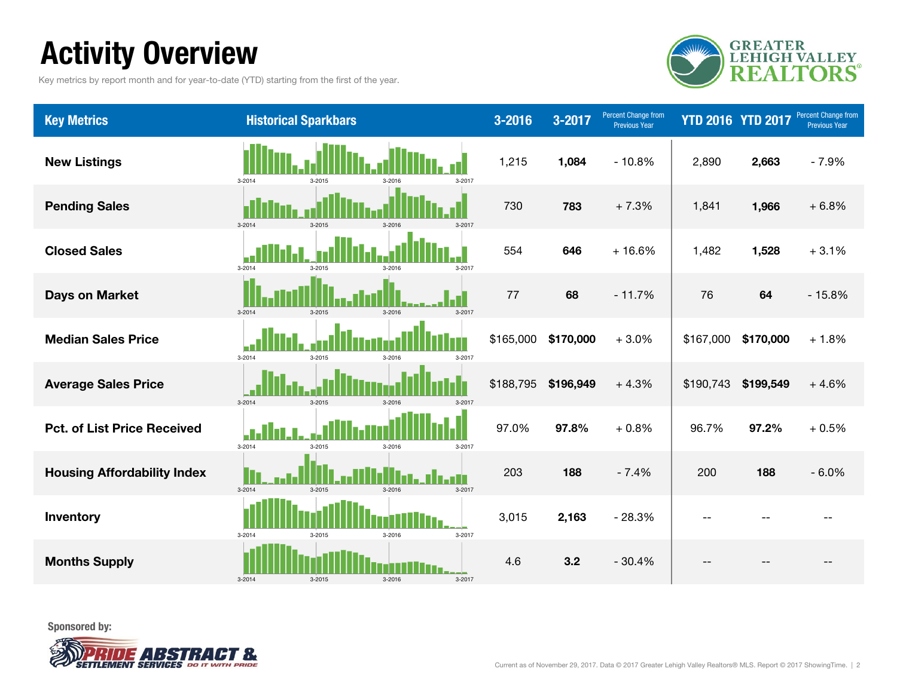# Activity Overview

Key metrics by report month and for year-to-date (YTD) starting from the first of the year.

| Key Metrics | Historical Sparkbars | 3-2016 | 3-2017 | Percent Change from Previous Year | YTD 2016 | YTD 2017 | Percent Change from Previous Year |
|---|---|---|---|---|---|---|---|
| New Listings | 3-2014 3-2015 3-2016 3-2017 | 1,215 | **1,084** | - 10.8% | 2,890 | **2,663** | - 7.9% |
| Pending Sales | 3-2014 3-2015 3-2016 3-2017 | 730 | **783** | + 7.3% | 1,841 | **1,966** | + 6.8% |
| Closed Sales | 3-2014 3-2015 3-2016 3-2017 | 554 | **646** | + 16.6% | 1,482 | **1,528** | + 3.1% |
| Days on Market | 3-2014 3-2015 3-2016 3-2017 | 77 | **68** | - 11.7% | 76 | **64** | - 15.8% |
| Median Sales Price | 3-2014 3-2015 3-2016 3-2017 | $165,000 | **$170,000** | + 3.0% | $167,000 | **$170,000** | + 1.8% |
| Average Sales Price | 3-2014 3-2015 3-2016 3-2017 | $188,795 | **$196,949** | + 4.3% | $190,743 | **$199,549** | + 4.6% |
| Pct. of List Price Received | 3-2014 3-2015 3-2016 3-2017 | 97.0% | **97.8%** | + 0.8% | 96.7% | **97.2%** | + 0.5% |
| Housing Affordability Index | 3-2014 3-2015 3-2016 3-2017 | 203 | **188** | - 7.4% | 200 | **188** | - 6.0% |
| Inventory | 3-2014 3-2015 3-2016 3-2017 | 3,015 | **2,163** | - 28.3% | -- | -- | -- |
| Months Supply | 3-2014 3-2015 3-2016 3-2017 | 4.6 | **3.2** | - 30.4% | -- | -- | -- |

Sponsored by:

PRIDE ABSTRACT & SETTLEMENT SERVICES DO IT WITH PRIDE

Current as of November 29, 2017. Data © 2017 Greater Lehigh Valley Realtors® MLS. Report © 2017 ShowingTime.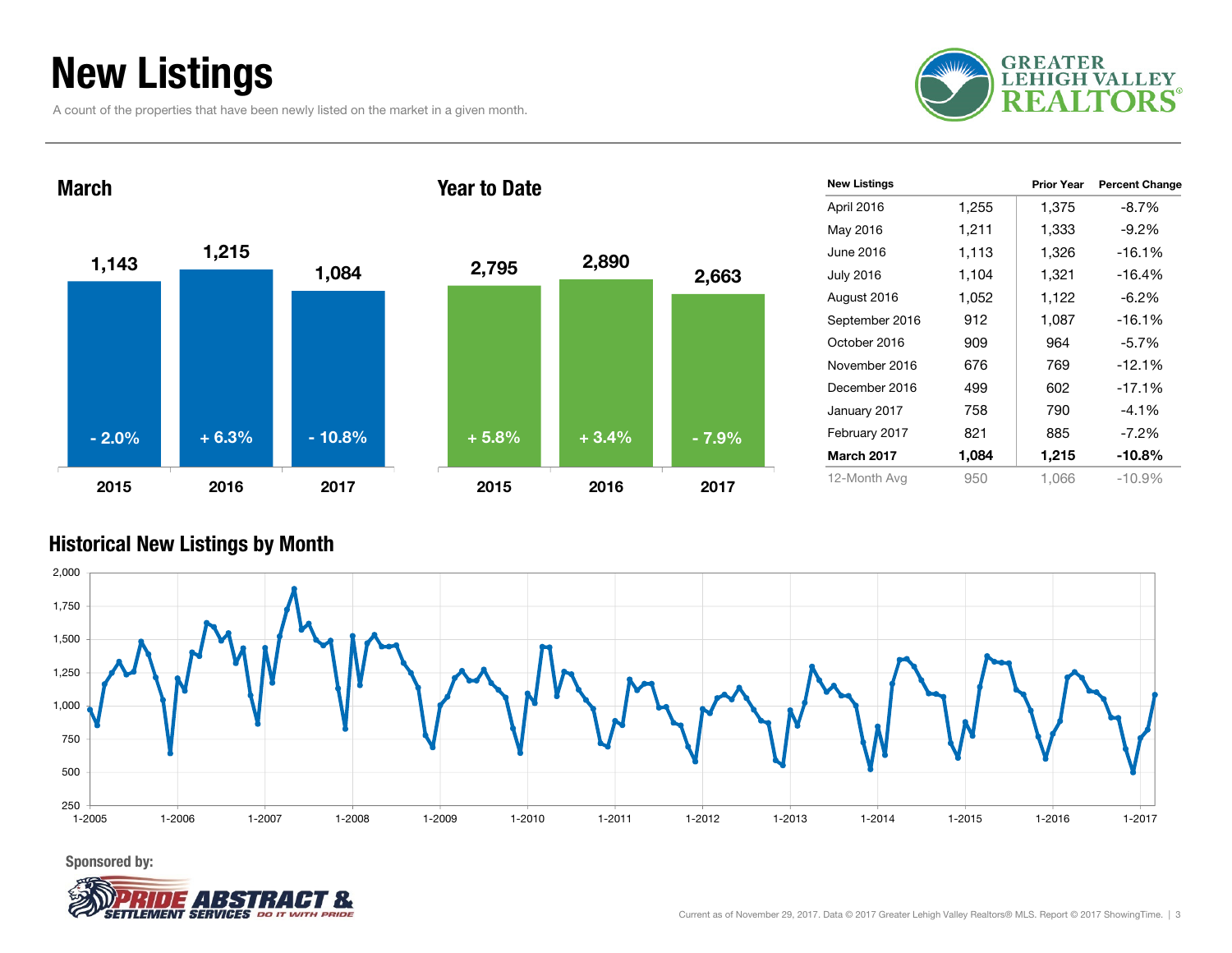# New Listings

A count of the properties that have been newly listed on the market in a given month.

## March

| | 2015 | 2016 | 2017 |
|---|---|---|---|
| New Listings | 1,143 | 1,215 | 1,084 |
| Change | - 2.0% | + 6.3% | - 10.8% |

## Year to Date

| | 2015 | 2016 | 2017 |
|---|---|---|---|
| New Listings | 2,795 | 2,890 | 2,663 |
| Change | + 5.8% | + 3.4% | - 7.9% |

| New Listings | | Prior Year | Percent Change |
|---|---|---|---|
| April 2016 | 1,255 | 1,375 | -8.7% |
| May 2016 | 1,211 | 1,333 | -9.2% |
| June 2016 | 1,113 | 1,326 | -16.1% |
| July 2016 | 1,104 | 1,321 | -16.4% |
| August 2016 | 1,052 | 1,122 | -6.2% |
| September 2016 | 912 | 1,087 | -16.1% |
| October 2016 | 909 | 964 | -5.7% |
| November 2016 | 676 | 769 | -12.1% |
| December 2016 | 499 | 602 | -17.1% |
| January 2017 | 758 | 790 | -4.1% |
| February 2017 | 821 | 885 | -7.2% |
| **March 2017** | **1,084** | **1,215** | **-10.8%** |
| 12-Month Avg | 950 | 1,066 | -10.9% |

## Historical New Listings by Month

Sponsored by:

Current as of November 29, 2017. Data © 2017 Greater Lehigh Valley Realtors® MLS. Report © 2017 ShowingTime.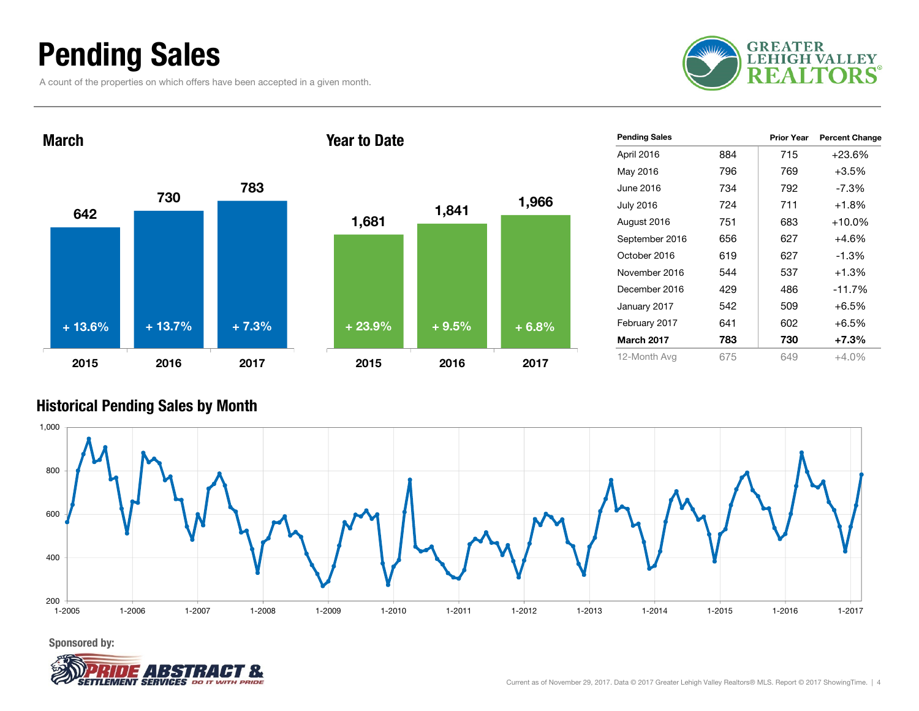# Pending Sales

A count of the properties on which offers have been accepted in a given month.

## March

| Year | Pending Sales | Change |
|---|---|---|
| 2015 | 642 | + 13.6% |
| 2016 | 730 | + 13.7% |
| 2017 | 783 | + 7.3% |

## Year to Date

| Year | Pending Sales | Change |
|---|---|---|
| 2015 | 1,681 | + 23.9% |
| 2016 | 1,841 | + 9.5% |
| 2017 | 1,966 | + 6.8% |

| Pending Sales | | Prior Year | Percent Change |
|---|---|---|---|
| April 2016 | 884 | 715 | +23.6% |
| May 2016 | 796 | 769 | +3.5% |
| June 2016 | 734 | 792 | -7.3% |
| July 2016 | 724 | 711 | +1.8% |
| August 2016 | 751 | 683 | +10.0% |
| September 2016 | 656 | 627 | +4.6% |
| October 2016 | 619 | 627 | -1.3% |
| November 2016 | 544 | 537 | +1.3% |
| December 2016 | 429 | 486 | -11.7% |
| January 2017 | 542 | 509 | +6.5% |
| February 2017 | 641 | 602 | +6.5% |
| **March 2017** | **783** | **730** | **+7.3%** |
| 12-Month Avg | 675 | 649 | +4.0% |

## Historical Pending Sales by Month

Sponsored by:

Current as of November 29, 2017. Data © 2017 Greater Lehigh Valley Realtors® MLS. Report © 2017 ShowingTime.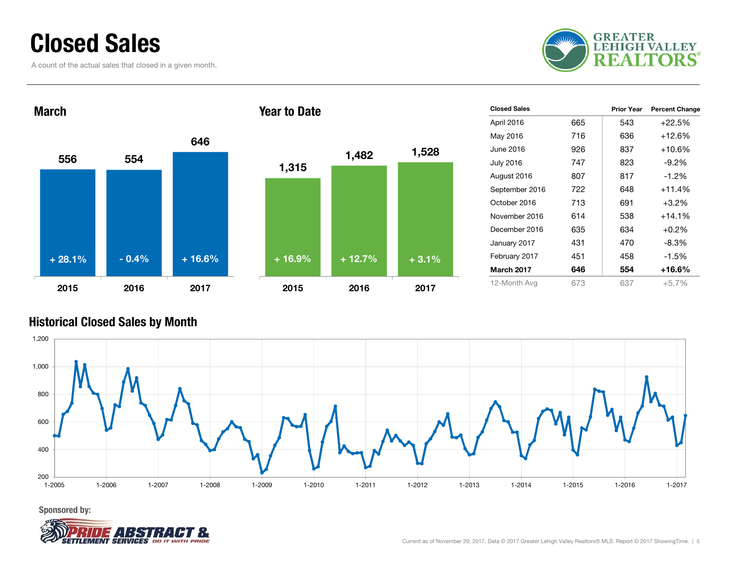# Closed Sales

A count of the actual sales that closed in a given month.

GREATER LEHIGH VALLEY REALTORS®

## March

| | 2015 | 2016 | 2017 |
|---|---|---|---|
| Closed Sales | 556 | 554 | 646 |
| Change | + 28.1% | - 0.4% | + 16.6% |

## Year to Date

| | 2015 | 2016 | 2017 |
|---|---|---|---|
| Closed Sales | 1,315 | 1,482 | 1,528 |
| Change | + 16.9% | + 12.7% | + 3.1% |

| Closed Sales | | Prior Year | Percent Change |
|---|---|---|---|
| April 2016 | 665 | 543 | +22.5% |
| May 2016 | 716 | 636 | +12.6% |
| June 2016 | 926 | 837 | +10.6% |
| July 2016 | 747 | 823 | -9.2% |
| August 2016 | 807 | 817 | -1.2% |
| September 2016 | 722 | 648 | +11.4% |
| October 2016 | 713 | 691 | +3.2% |
| November 2016 | 614 | 538 | +14.1% |
| December 2016 | 635 | 634 | +0.2% |
| January 2017 | 431 | 470 | -8.3% |
| February 2017 | 451 | 458 | -1.5% |
| **March 2017** | **646** | **554** | **+16.6%** |
| 12-Month Avg | 673 | 637 | +5.7% |

## Historical Closed Sales by Month

Sponsored by: PRIDE ABSTRACT & SETTLEMENT SERVICES — DO IT WITH PRIDE

Current as of November 29, 2017. Data © 2017 Greater Lehigh Valley Realtors® MLS. Report © 2017 ShowingTime.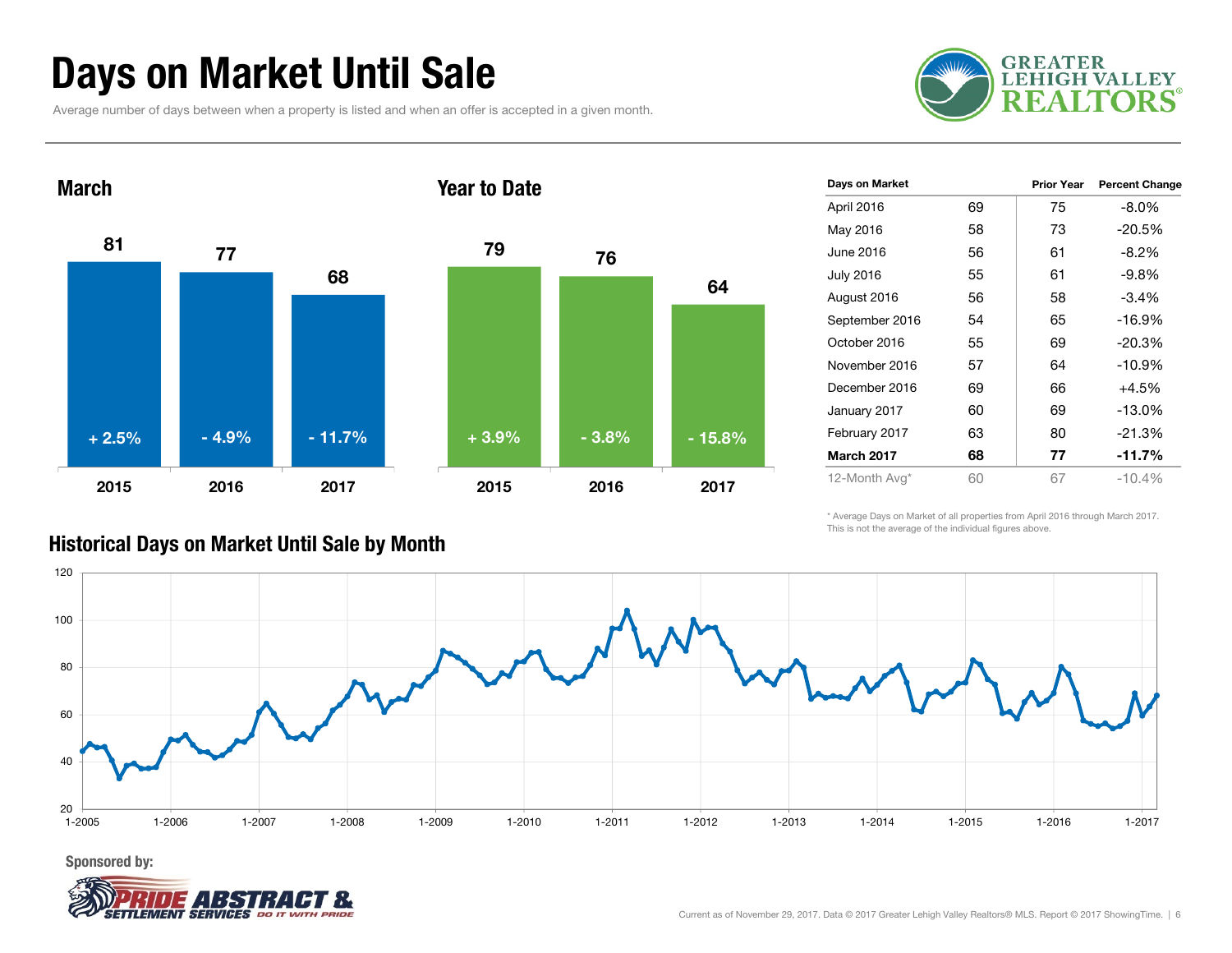# Days on Market Until Sale

Average number of days between when a property is listed and when an offer is accepted in a given month.

GREATER LEHIGH VALLEY REALTORS®

## March

| Year | Days | Change |
|---|---|---|
| 2015 | 81 | + 2.5% |
| 2016 | 77 | - 4.9% |
| 2017 | 68 | - 11.7% |

## Year to Date

| Year | Days | Change |
|---|---|---|
| 2015 | 79 | + 3.9% |
| 2016 | 76 | - 3.8% |
| 2017 | 64 | - 15.8% |

| Days on Market | | Prior Year | Percent Change |
|---|---|---|---|
| April 2016 | 69 | 75 | -8.0% |
| May 2016 | 58 | 73 | -20.5% |
| June 2016 | 56 | 61 | -8.2% |
| July 2016 | 55 | 61 | -9.8% |
| August 2016 | 56 | 58 | -3.4% |
| September 2016 | 54 | 65 | -16.9% |
| October 2016 | 55 | 69 | -20.3% |
| November 2016 | 57 | 64 | -10.9% |
| December 2016 | 69 | 66 | +4.5% |
| January 2017 | 60 | 69 | -13.0% |
| February 2017 | 63 | 80 | -21.3% |
| **March 2017** | **68** | **77** | **-11.7%** |
| 12-Month Avg* | 60 | 67 | -10.4% |

\* Average Days on Market of all properties from April 2016 through March 2017. This is not the average of the individual figures above.

## Historical Days on Market Until Sale by Month

Sponsored by: PRIDE ABSTRACT & SETTLEMENT SERVICES — DO IT WITH PRIDE

Current as of November 29, 2017. Data © 2017 Greater Lehigh Valley Realtors® MLS. Report © 2017 ShowingTime.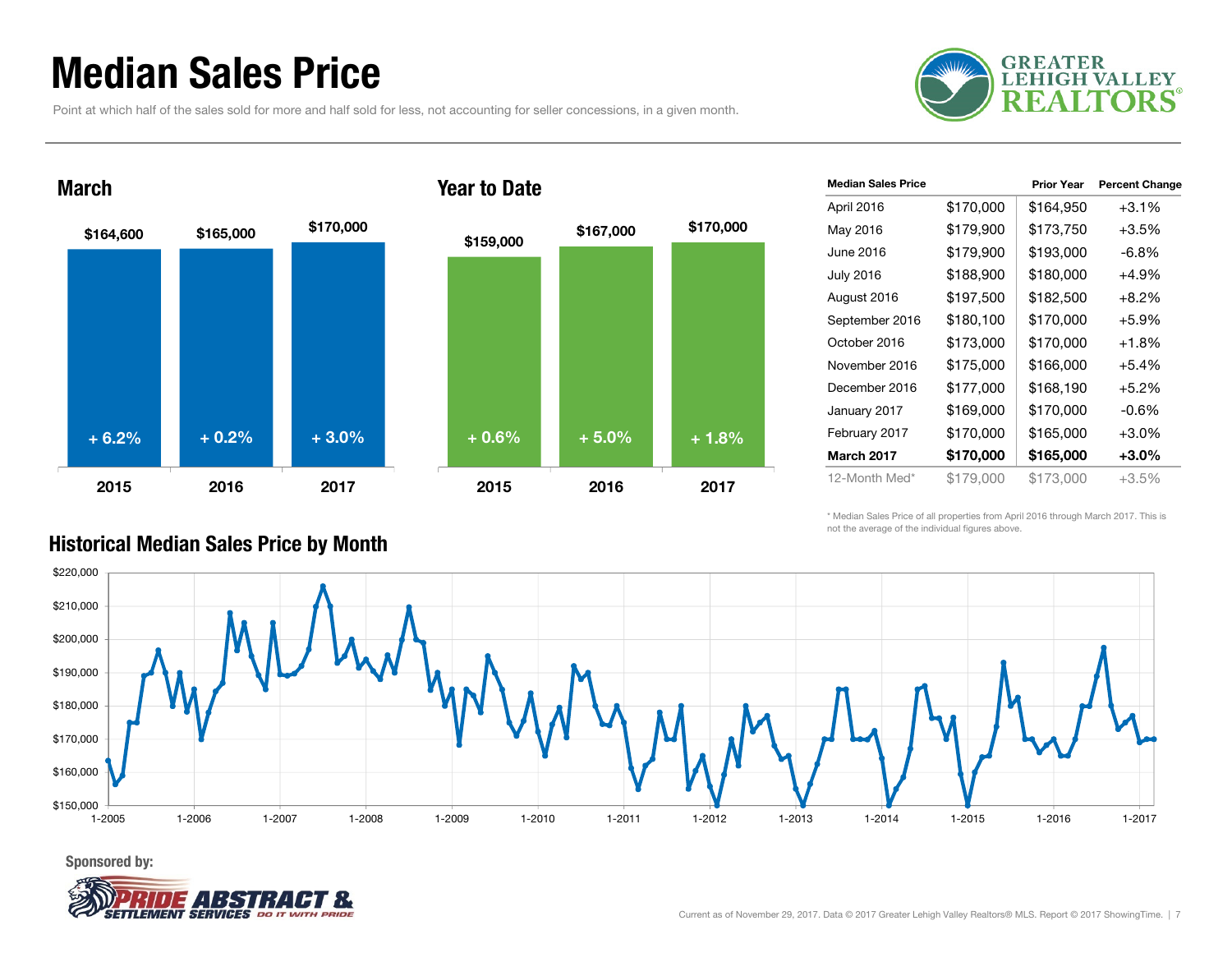# Median Sales Price

Point at which half of the sales sold for more and half sold for less, not accounting for seller concessions, in a given month.

## March

| | 2015 | 2016 | 2017 |
|---|---|---|---|
| Median Sales Price | $164,600 | $165,000 | $170,000 |
| Change | + 6.2% | + 0.2% | + 3.0% |

## Year to Date

| | 2015 | 2016 | 2017 |
|---|---|---|---|
| Median Sales Price | $159,000 | $167,000 | $170,000 |
| Change | + 0.6% | + 5.0% | + 1.8% |

| Median Sales Price | | Prior Year | Percent Change |
|---|---|---|---|
| April 2016 | $170,000 | $164,950 | +3.1% |
| May 2016 | $179,900 | $173,750 | +3.5% |
| June 2016 | $179,900 | $193,000 | -6.8% |
| July 2016 | $188,900 | $180,000 | +4.9% |
| August 2016 | $197,500 | $182,500 | +8.2% |
| September 2016 | $180,100 | $170,000 | +5.9% |
| October 2016 | $173,000 | $170,000 | +1.8% |
| November 2016 | $175,000 | $166,000 | +5.4% |
| December 2016 | $177,000 | $168,190 | +5.2% |
| January 2017 | $169,000 | $170,000 | -0.6% |
| February 2017 | $170,000 | $165,000 | +3.0% |
| **March 2017** | **$170,000** | **$165,000** | **+3.0%** |
| 12-Month Med* | $179,000 | $173,000 | +3.5% |

\* Median Sales Price of all properties from April 2016 through March 2017. This is not the average of the individual figures above.

## Historical Median Sales Price by Month

Sponsored by:

Current as of November 29, 2017. Data © 2017 Greater Lehigh Valley Realtors® MLS. Report © 2017 ShowingTime.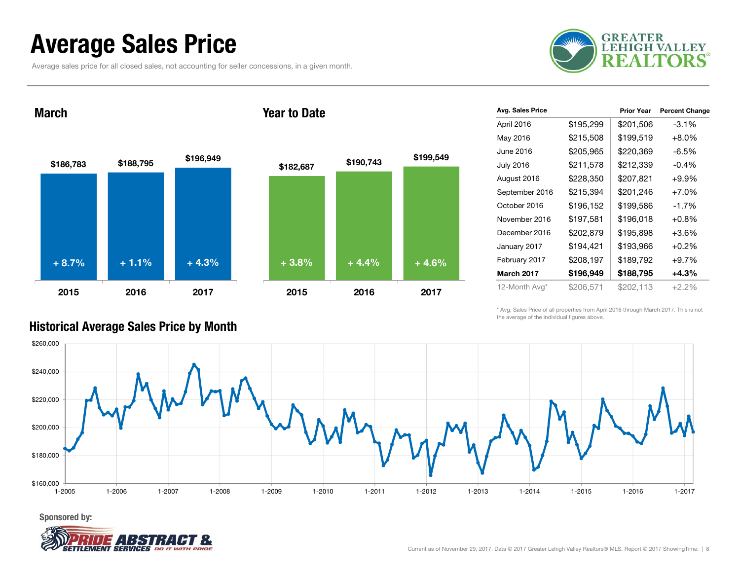# Average Sales Price

Average sales price for all closed sales, not accounting for seller concessions, in a given month.

## March

| | 2015 | 2016 | 2017 |
|---|---|---|---|
| Average Sales Price | $186,783 | $188,795 | $196,949 |
| Change | + 8.7% | + 1.1% | + 4.3% |

## Year to Date

| | 2015 | 2016 | 2017 |
|---|---|---|---|
| Average Sales Price | $182,687 | $190,743 | $199,549 |
| Change | + 3.8% | + 4.4% | + 4.6% |

| Avg. Sales Price | | Prior Year | Percent Change |
|---|---|---|---|
| April 2016 | $195,299 | $201,506 | -3.1% |
| May 2016 | $215,508 | $199,519 | +8.0% |
| June 2016 | $205,965 | $220,369 | -6.5% |
| July 2016 | $211,578 | $212,339 | -0.4% |
| August 2016 | $228,350 | $207,821 | +9.9% |
| September 2016 | $215,394 | $201,246 | +7.0% |
| October 2016 | $196,152 | $199,586 | -1.7% |
| November 2016 | $197,581 | $196,018 | +0.8% |
| December 2016 | $202,879 | $195,898 | +3.6% |
| January 2017 | $194,421 | $193,966 | +0.2% |
| February 2017 | $208,197 | $189,792 | +9.7% |
| **March 2017** | **$196,949** | **$188,795** | **+4.3%** |
| 12-Month Avg* | $206,571 | $202,113 | +2.2% |

\* Avg. Sales Price of all properties from April 2016 through March 2017. This is not the average of the individual figures above.

## Historical Average Sales Price by Month

Sponsored by: Pride Abstract & Settlement Services

Current as of November 29, 2017. Data © 2017 Greater Lehigh Valley Realtors® MLS. Report © 2017 ShowingTime.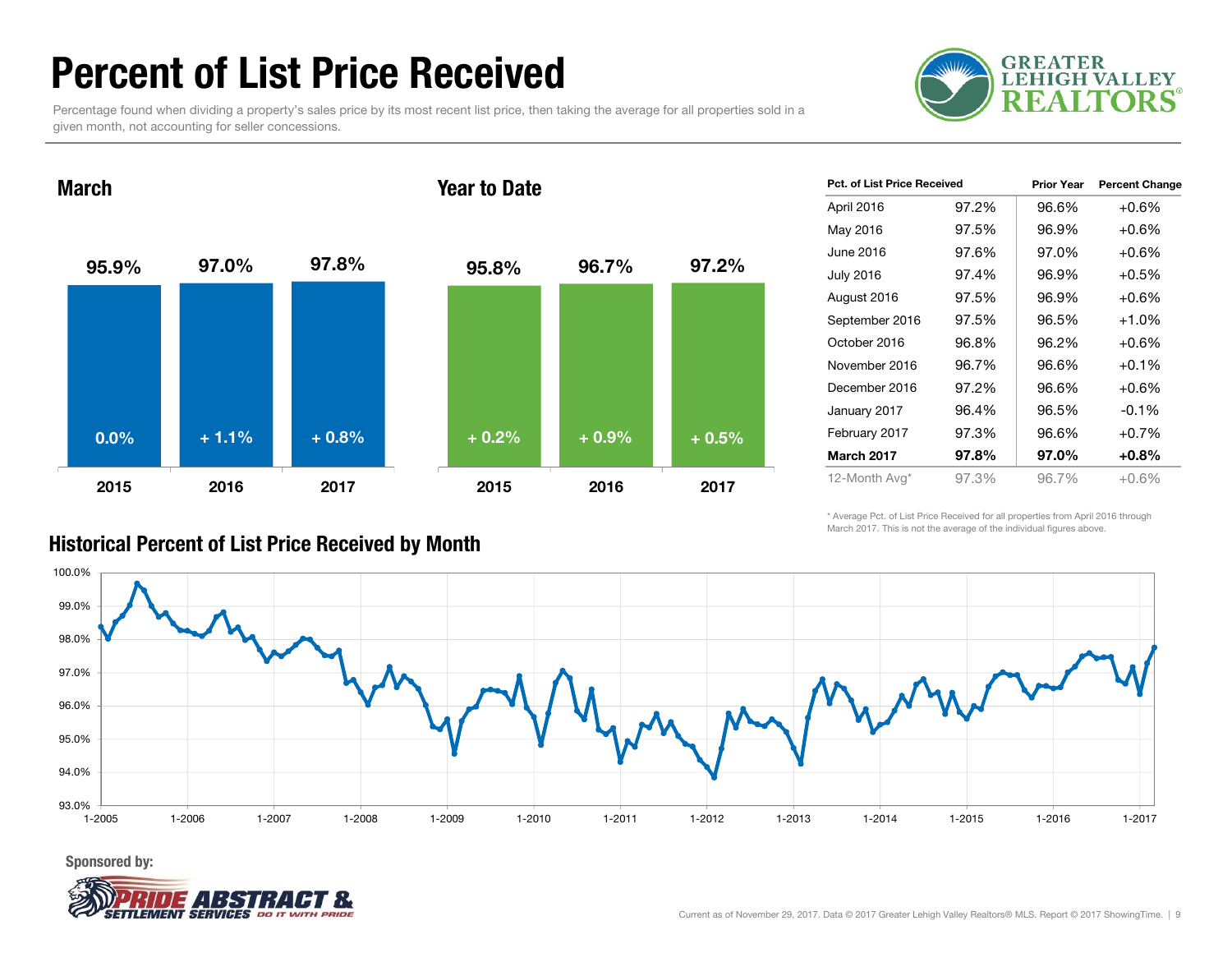# Percent of List Price Received

Percentage found when dividing a property's sales price by its most recent list price, then taking the average for all properties sold in a given month, not accounting for seller concessions.

GREATER LEHIGH VALLEY REALTORS®

## March

| | 2015 | 2016 | 2017 |
|---|---|---|---|
| Percent of List Price Received | 95.9% | 97.0% | 97.8% |
| Change | 0.0% | + 1.1% | + 0.8% |

## Year to Date

| | 2015 | 2016 | 2017 |
|---|---|---|---|
| Percent of List Price Received | 95.8% | 96.7% | 97.2% |
| Change | + 0.2% | + 0.9% | + 0.5% |

| Pct. of List Price Received | | Prior Year | Percent Change |
|---|---|---|---|
| April 2016 | 97.2% | 96.6% | +0.6% |
| May 2016 | 97.5% | 96.9% | +0.6% |
| June 2016 | 97.6% | 97.0% | +0.6% |
| July 2016 | 97.4% | 96.9% | +0.5% |
| August 2016 | 97.5% | 96.9% | +0.6% |
| September 2016 | 97.5% | 96.5% | +1.0% |
| October 2016 | 96.8% | 96.2% | +0.6% |
| November 2016 | 96.7% | 96.6% | +0.1% |
| December 2016 | 97.2% | 96.6% | +0.6% |
| January 2017 | 96.4% | 96.5% | -0.1% |
| February 2017 | 97.3% | 96.6% | +0.7% |
| **March 2017** | **97.8%** | **97.0%** | **+0.8%** |
| 12-Month Avg* | 97.3% | 96.7% | +0.6% |

\* Average Pct. of List Price Received for all properties from April 2016 through March 2017. This is not the average of the individual figures above.

## Historical Percent of List Price Received by Month

Sponsored by: Pride Abstract & Settlement Services — Do it with Pride

Current as of November 29, 2017. Data © 2017 Greater Lehigh Valley Realtors® MLS. Report © 2017 ShowingTime.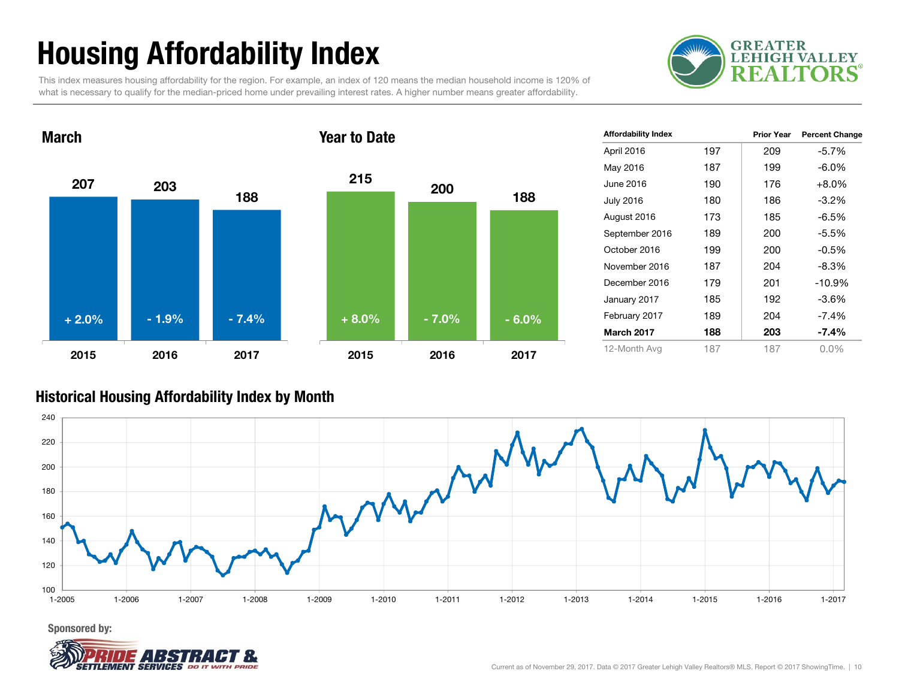# Housing Affordability Index

This index measures housing affordability for the region. For example, an index of 120 means the median household income is 120% of what is necessary to qualify for the median-priced home under prevailing interest rates. A higher number means greater affordability.

## March

| Year | Index | Change |
|---|---|---|
| 2015 | 207 | + 2.0% |
| 2016 | 203 | - 1.9% |
| 2017 | 188 | - 7.4% |

## Year to Date

| Year | Index | Change |
|---|---|---|
| 2015 | 215 | + 8.0% |
| 2016 | 200 | - 7.0% |
| 2017 | 188 | - 6.0% |

| Affordability Index | | Prior Year | Percent Change |
|---|---|---|---|
| April 2016 | 197 | 209 | -5.7% |
| May 2016 | 187 | 199 | -6.0% |
| June 2016 | 190 | 176 | +8.0% |
| July 2016 | 180 | 186 | -3.2% |
| August 2016 | 173 | 185 | -6.5% |
| September 2016 | 189 | 200 | -5.5% |
| October 2016 | 199 | 200 | -0.5% |
| November 2016 | 187 | 204 | -8.3% |
| December 2016 | 179 | 201 | -10.9% |
| January 2017 | 185 | 192 | -3.6% |
| February 2017 | 189 | 204 | -7.4% |
| **March 2017** | **188** | **203** | **-7.4%** |
| 12-Month Avg | 187 | 187 | 0.0% |

## Historical Housing Affordability Index by Month

Sponsored by:

Current as of November 29, 2017. Data © 2017 Greater Lehigh Valley Realtors® MLS. Report © 2017 ShowingTime.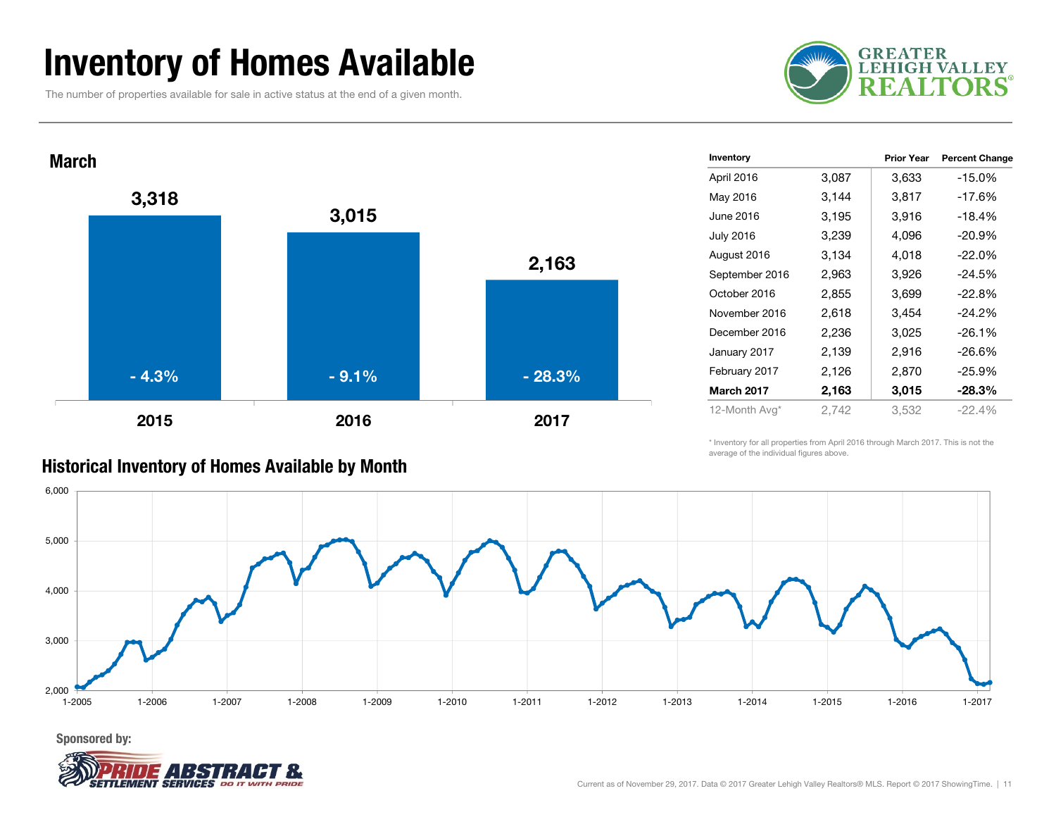# Inventory of Homes Available

The number of properties available for sale in active status at the end of a given month.

GREATER LEHIGH VALLEY REALTORS®

## March

| Year | Inventory | Percent Change |
|---|---|---|
| 2015 | 3,318 | - 4.3% |
| 2016 | 3,015 | - 9.1% |
| 2017 | 2,163 | - 28.3% |

| Inventory | | Prior Year | Percent Change |
|---|---|---|---|
| April 2016 | 3,087 | 3,633 | -15.0% |
| May 2016 | 3,144 | 3,817 | -17.6% |
| June 2016 | 3,195 | 3,916 | -18.4% |
| July 2016 | 3,239 | 4,096 | -20.9% |
| August 2016 | 3,134 | 4,018 | -22.0% |
| September 2016 | 2,963 | 3,926 | -24.5% |
| October 2016 | 2,855 | 3,699 | -22.8% |
| November 2016 | 2,618 | 3,454 | -24.2% |
| December 2016 | 2,236 | 3,025 | -26.1% |
| January 2017 | 2,139 | 2,916 | -26.6% |
| February 2017 | 2,126 | 2,870 | -25.9% |
| **March 2017** | **2,163** | **3,015** | **-28.3%** |
| 12-Month Avg* | 2,742 | 3,532 | -22.4% |

\* Inventory for all properties from April 2016 through March 2017. This is not the average of the individual figures above.

## Historical Inventory of Homes Available by Month

Sponsored by: PRIDE ABSTRACT & SETTLEMENT SERVICES — DO IT WITH PRIDE

Current as of November 29, 2017. Data © 2017 Greater Lehigh Valley Realtors® MLS. Report © 2017 ShowingTime.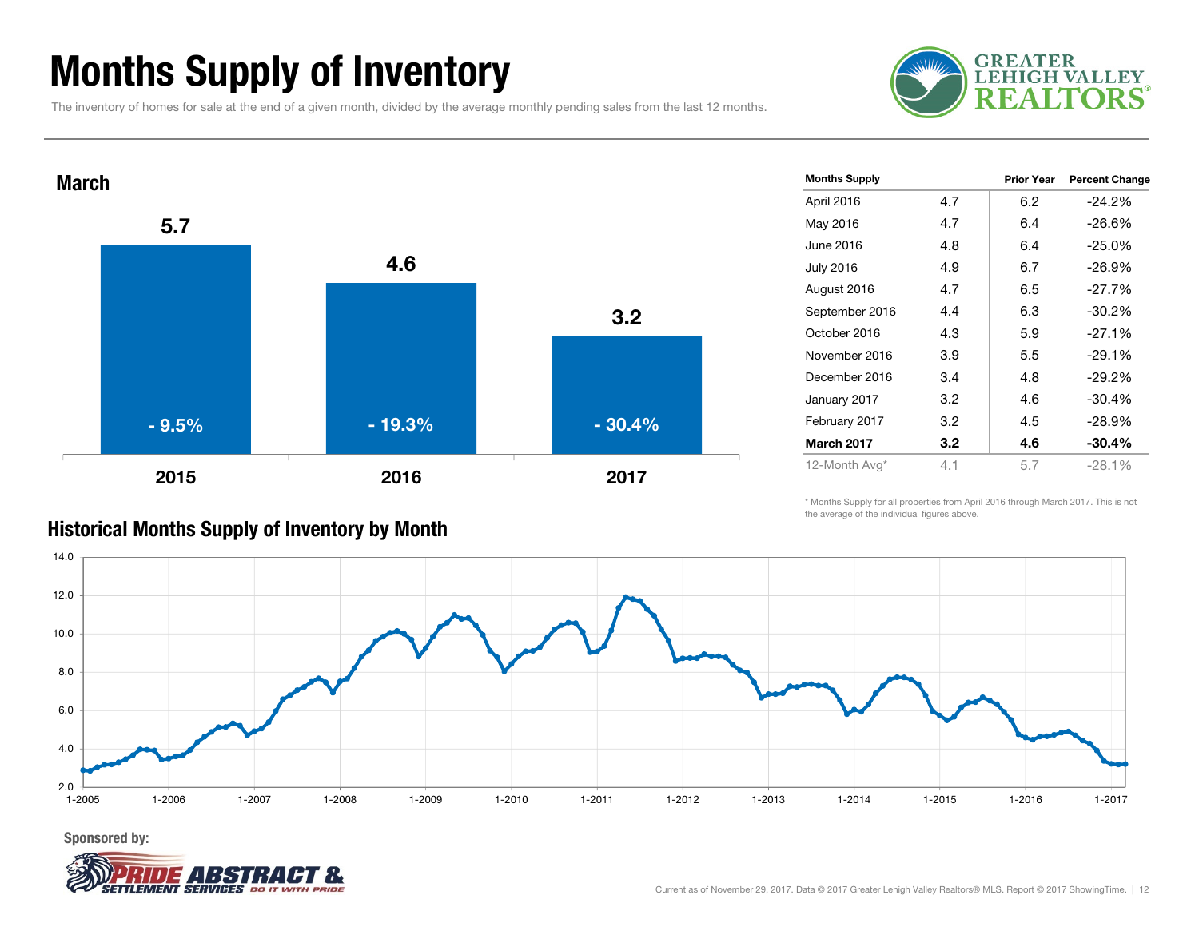# Months Supply of Inventory

The inventory of homes for sale at the end of a given month, divided by the average monthly pending sales from the last 12 months.

## March

| Year | Months Supply | Percent Change |
|---|---|---|
| 2015 | 5.7 | - 9.5% |
| 2016 | 4.6 | - 19.3% |
| 2017 | 3.2 | - 30.4% |

| Months Supply | | Prior Year | Percent Change |
|---|---|---|---|
| April 2016 | 4.7 | 6.2 | -24.2% |
| May 2016 | 4.7 | 6.4 | -26.6% |
| June 2016 | 4.8 | 6.4 | -25.0% |
| July 2016 | 4.9 | 6.7 | -26.9% |
| August 2016 | 4.7 | 6.5 | -27.7% |
| September 2016 | 4.4 | 6.3 | -30.2% |
| October 2016 | 4.3 | 5.9 | -27.1% |
| November 2016 | 3.9 | 5.5 | -29.1% |
| December 2016 | 3.4 | 4.8 | -29.2% |
| January 2017 | 3.2 | 4.6 | -30.4% |
| February 2017 | 3.2 | 4.5 | -28.9% |
| **March 2017** | **3.2** | **4.6** | **-30.4%** |
| 12-Month Avg* | 4.1 | 5.7 | -28.1% |

\* Months Supply for all properties from April 2016 through March 2017. This is not the average of the individual figures above.

## Historical Months Supply of Inventory by Month

Sponsored by:

Current as of November 29, 2017. Data © 2017 Greater Lehigh Valley Realtors® MLS. Report © 2017 ShowingTime.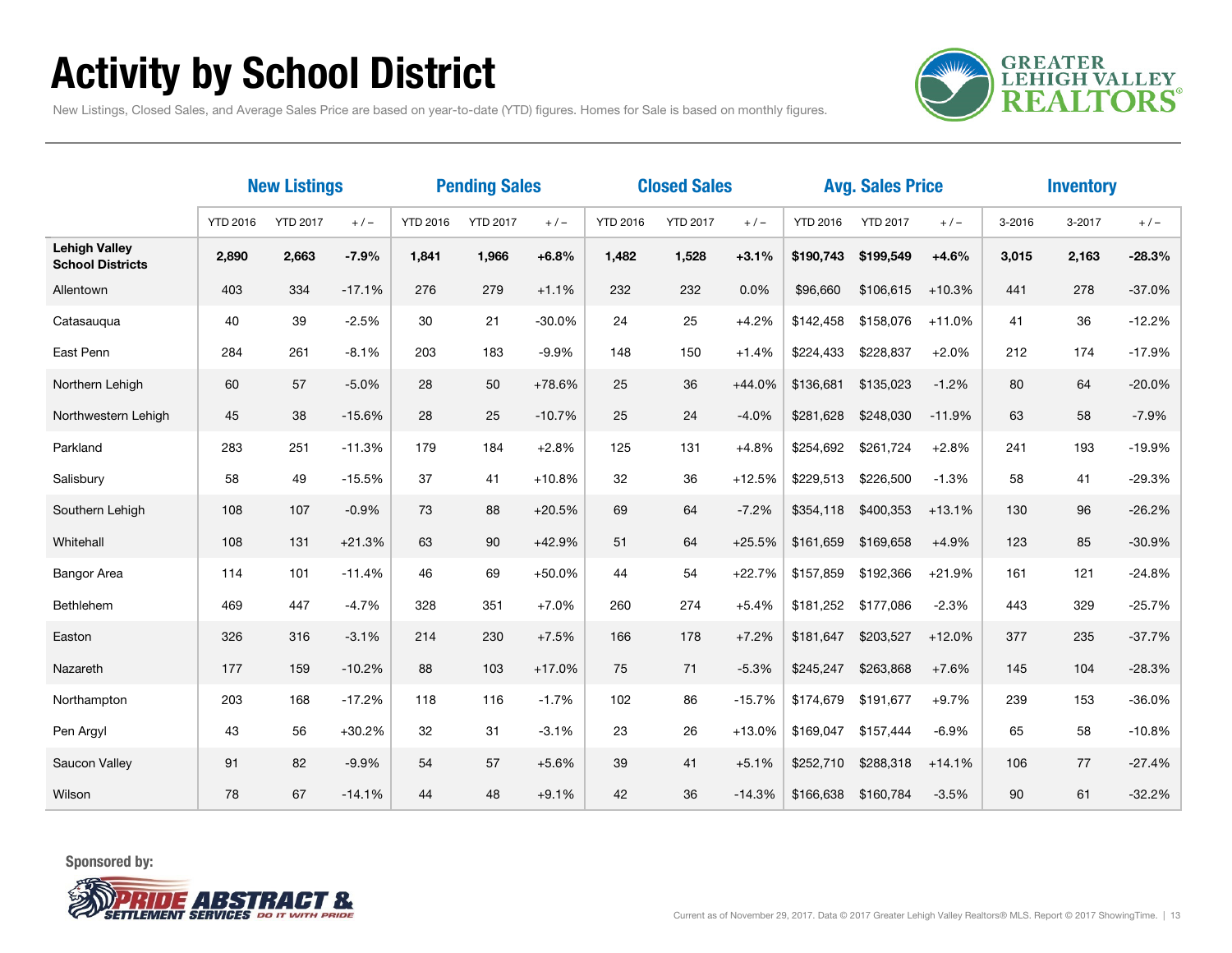# Activity by School District

New Listings, Closed Sales, and Average Sales Price are based on year-to-date (YTD) figures. Homes for Sale is based on monthly figures.

| | New Listings | | | Pending Sales | | | Closed Sales | | | Avg. Sales Price | | | Inventory | | |
|---|---|---|---|---|---|---|---|---|---|---|---|---|---|---|---|
| | YTD 2016 | YTD 2017 | + / – | YTD 2016 | YTD 2017 | + / – | YTD 2016 | YTD 2017 | + / – | YTD 2016 | YTD 2017 | + / – | 3-2016 | 3-2017 | + / – |
| **Lehigh Valley School Districts** | **2,890** | **2,663** | **-7.9%** | **1,841** | **1,966** | **+6.8%** | **1,482** | **1,528** | **+3.1%** | **$190,743** | **$199,549** | **+4.6%** | **3,015** | **2,163** | **-28.3%** |
| Allentown | 403 | 334 | -17.1% | 276 | 279 | +1.1% | 232 | 232 | 0.0% | $96,660 | $106,615 | +10.3% | 441 | 278 | -37.0% |
| Catasauqua | 40 | 39 | -2.5% | 30 | 21 | -30.0% | 24 | 25 | +4.2% | $142,458 | $158,076 | +11.0% | 41 | 36 | -12.2% |
| East Penn | 284 | 261 | -8.1% | 203 | 183 | -9.9% | 148 | 150 | +1.4% | $224,433 | $228,837 | +2.0% | 212 | 174 | -17.9% |
| Northern Lehigh | 60 | 57 | -5.0% | 28 | 50 | +78.6% | 25 | 36 | +44.0% | $136,681 | $135,023 | -1.2% | 80 | 64 | -20.0% |
| Northwestern Lehigh | 45 | 38 | -15.6% | 28 | 25 | -10.7% | 25 | 24 | -4.0% | $281,628 | $248,030 | -11.9% | 63 | 58 | -7.9% |
| Parkland | 283 | 251 | -11.3% | 179 | 184 | +2.8% | 125 | 131 | +4.8% | $254,692 | $261,724 | +2.8% | 241 | 193 | -19.9% |
| Salisbury | 58 | 49 | -15.5% | 37 | 41 | +10.8% | 32 | 36 | +12.5% | $229,513 | $226,500 | -1.3% | 58 | 41 | -29.3% |
| Southern Lehigh | 108 | 107 | -0.9% | 73 | 88 | +20.5% | 69 | 64 | -7.2% | $354,118 | $400,353 | +13.1% | 130 | 96 | -26.2% |
| Whitehall | 108 | 131 | +21.3% | 63 | 90 | +42.9% | 51 | 64 | +25.5% | $161,659 | $169,658 | +4.9% | 123 | 85 | -30.9% |
| Bangor Area | 114 | 101 | -11.4% | 46 | 69 | +50.0% | 44 | 54 | +22.7% | $157,859 | $192,366 | +21.9% | 161 | 121 | -24.8% |
| Bethlehem | 469 | 447 | -4.7% | 328 | 351 | +7.0% | 260 | 274 | +5.4% | $181,252 | $177,086 | -2.3% | 443 | 329 | -25.7% |
| Easton | 326 | 316 | -3.1% | 214 | 230 | +7.5% | 166 | 178 | +7.2% | $181,647 | $203,527 | +12.0% | 377 | 235 | -37.7% |
| Nazareth | 177 | 159 | -10.2% | 88 | 103 | +17.0% | 75 | 71 | -5.3% | $245,247 | $263,868 | +7.6% | 145 | 104 | -28.3% |
| Northampton | 203 | 168 | -17.2% | 118 | 116 | -1.7% | 102 | 86 | -15.7% | $174,679 | $191,677 | +9.7% | 239 | 153 | -36.0% |
| Pen Argyl | 43 | 56 | +30.2% | 32 | 31 | -3.1% | 23 | 26 | +13.0% | $169,047 | $157,444 | -6.9% | 65 | 58 | -10.8% |
| Saucon Valley | 91 | 82 | -9.9% | 54 | 57 | +5.6% | 39 | 41 | +5.1% | $252,710 | $288,318 | +14.1% | 106 | 77 | -27.4% |
| Wilson | 78 | 67 | -14.1% | 44 | 48 | +9.1% | 42 | 36 | -14.3% | $166,638 | $160,784 | -3.5% | 90 | 61 | -32.2% |

Sponsored by:

Current as of November 29, 2017. Data © 2017 Greater Lehigh Valley Realtors® MLS. Report © 2017 ShowingTime.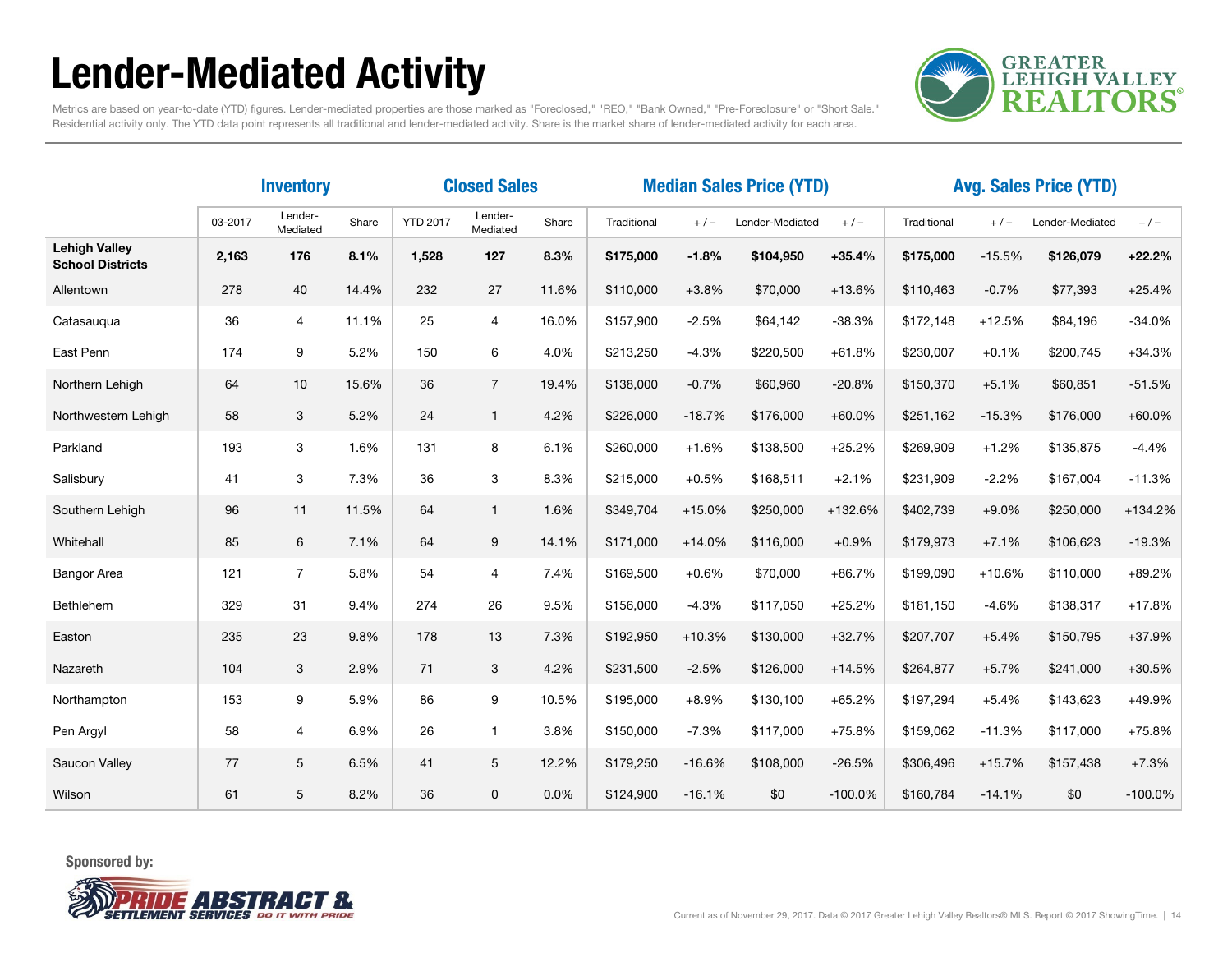# Lender-Mediated Activity

Metrics are based on year-to-date (YTD) figures. Lender-mediated properties are those marked as "Foreclosed," "REO," "Bank Owned," "Pre-Foreclosure" or "Short Sale." Residential activity only. The YTD data point represents all traditional and lender-mediated activity. Share is the market share of lender-mediated activity for each area.

| | Inventory | | | Closed Sales | | | Median Sales Price (YTD) | | | | Avg. Sales Price (YTD) | | | |
|---|---|---|---|---|---|---|---|---|---|---|---|---|---|---|
| | 03-2017 | Lender-Mediated | Share | YTD 2017 | Lender-Mediated | Share | Traditional | + / – | Lender-Mediated | + / – | Traditional | + / – | Lender-Mediated | + / – |
| **Lehigh Valley School Districts** | **2,163** | **176** | **8.1%** | **1,528** | **127** | **8.3%** | **$175,000** | **-1.8%** | **$104,950** | **+35.4%** | **$175,000** | -15.5% | **$126,079** | **+22.2%** |
| Allentown | 278 | 40 | 14.4% | 232 | 27 | 11.6% | $110,000 | +3.8% | $70,000 | +13.6% | $110,463 | -0.7% | $77,393 | +25.4% |
| Catasauqua | 36 | 4 | 11.1% | 25 | 4 | 16.0% | $157,900 | -2.5% | $64,142 | -38.3% | $172,148 | +12.5% | $84,196 | -34.0% |
| East Penn | 174 | 9 | 5.2% | 150 | 6 | 4.0% | $213,250 | -4.3% | $220,500 | +61.8% | $230,007 | +0.1% | $200,745 | +34.3% |
| Northern Lehigh | 64 | 10 | 15.6% | 36 | 7 | 19.4% | $138,000 | -0.7% | $60,960 | -20.8% | $150,370 | +5.1% | $60,851 | -51.5% |
| Northwestern Lehigh | 58 | 3 | 5.2% | 24 | 1 | 4.2% | $226,000 | -18.7% | $176,000 | +60.0% | $251,162 | -15.3% | $176,000 | +60.0% |
| Parkland | 193 | 3 | 1.6% | 131 | 8 | 6.1% | $260,000 | +1.6% | $138,500 | +25.2% | $269,909 | +1.2% | $135,875 | -4.4% |
| Salisbury | 41 | 3 | 7.3% | 36 | 3 | 8.3% | $215,000 | +0.5% | $168,511 | +2.1% | $231,909 | -2.2% | $167,004 | -11.3% |
| Southern Lehigh | 96 | 11 | 11.5% | 64 | 1 | 1.6% | $349,704 | +15.0% | $250,000 | +132.6% | $402,739 | +9.0% | $250,000 | +134.2% |
| Whitehall | 85 | 6 | 7.1% | 64 | 9 | 14.1% | $171,000 | +14.0% | $116,000 | +0.9% | $179,973 | +7.1% | $106,623 | -19.3% |
| Bangor Area | 121 | 7 | 5.8% | 54 | 4 | 7.4% | $169,500 | +0.6% | $70,000 | +86.7% | $199,090 | +10.6% | $110,000 | +89.2% |
| Bethlehem | 329 | 31 | 9.4% | 274 | 26 | 9.5% | $156,000 | -4.3% | $117,050 | +25.2% | $181,150 | -4.6% | $138,317 | +17.8% |
| Easton | 235 | 23 | 9.8% | 178 | 13 | 7.3% | $192,950 | +10.3% | $130,000 | +32.7% | $207,707 | +5.4% | $150,795 | +37.9% |
| Nazareth | 104 | 3 | 2.9% | 71 | 3 | 4.2% | $231,500 | -2.5% | $126,000 | +14.5% | $264,877 | +5.7% | $241,000 | +30.5% |
| Northampton | 153 | 9 | 5.9% | 86 | 9 | 10.5% | $195,000 | +8.9% | $130,100 | +65.2% | $197,294 | +5.4% | $143,623 | +49.9% |
| Pen Argyl | 58 | 4 | 6.9% | 26 | 1 | 3.8% | $150,000 | -7.3% | $117,000 | +75.8% | $159,062 | -11.3% | $117,000 | +75.8% |
| Saucon Valley | 77 | 5 | 6.5% | 41 | 5 | 12.2% | $179,250 | -16.6% | $108,000 | -26.5% | $306,496 | +15.7% | $157,438 | +7.3% |
| Wilson | 61 | 5 | 8.2% | 36 | 0 | 0.0% | $124,900 | -16.1% | $0 | -100.0% | $160,784 | -14.1% | $0 | -100.0% |

Sponsored by: Pride Abstract & Settlement Services — Do It With Pride

Current as of November 29, 2017. Data © 2017 Greater Lehigh Valley Realtors® MLS. Report © 2017 ShowingTime.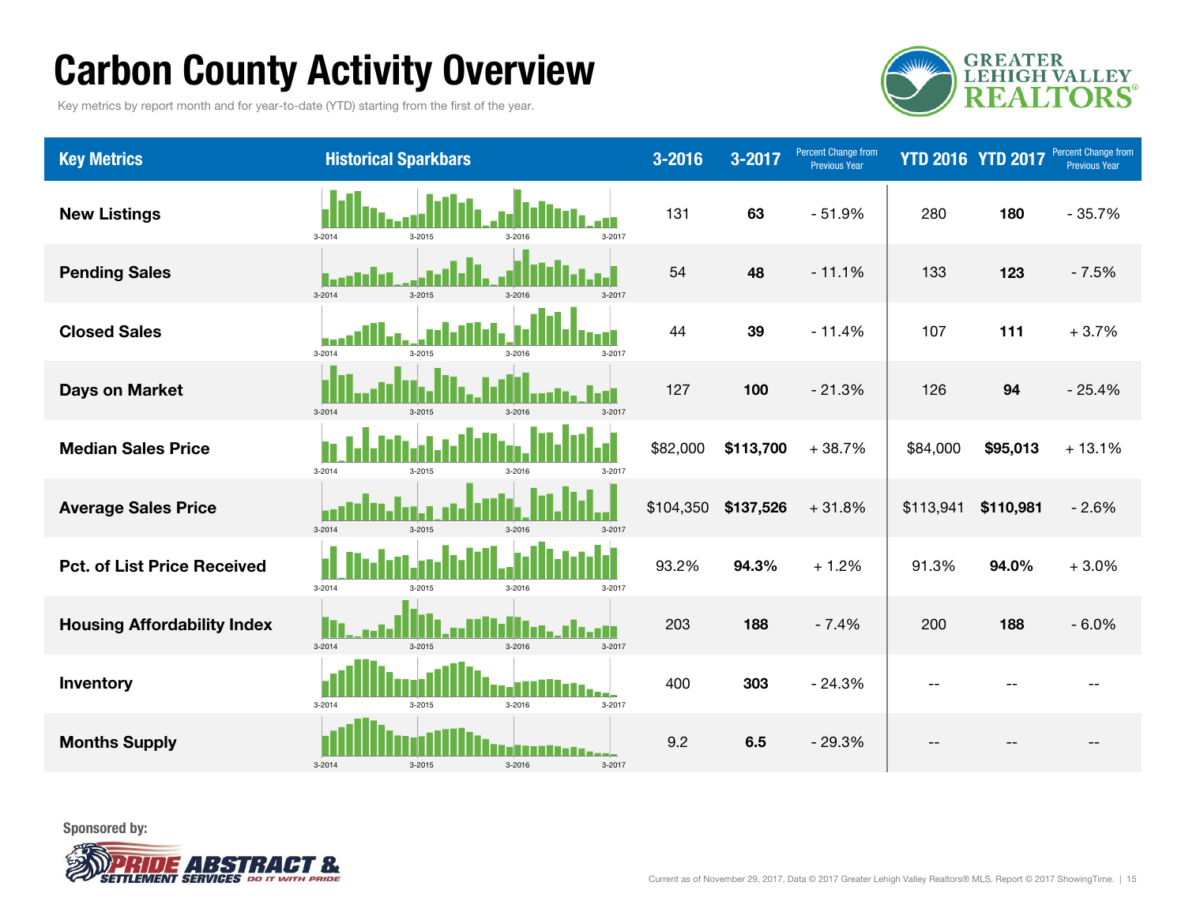# Carbon County Activity Overview

Key metrics by report month and for year-to-date (YTD) starting from the first of the year.

| Key Metrics | Historical Sparkbars | 3-2016 | 3-2017 | Percent Change from Previous Year | YTD 2016 | YTD 2017 | Percent Change from Previous Year |
|---|---|---|---|---|---|---|---|
| **New Listings** | 3-2014 3-2015 3-2016 3-2017 | 131 | **63** | - 51.9% | 280 | **180** | - 35.7% |
| **Pending Sales** | 3-2014 3-2015 3-2016 3-2017 | 54 | **48** | - 11.1% | 133 | **123** | - 7.5% |
| **Closed Sales** | 3-2014 3-2015 3-2016 3-2017 | 44 | **39** | - 11.4% | 107 | **111** | + 3.7% |
| **Days on Market** | 3-2014 3-2015 3-2016 3-2017 | 127 | **100** | - 21.3% | 126 | **94** | - 25.4% |
| **Median Sales Price** | 3-2014 3-2015 3-2016 3-2017 | $82,000 | **$113,700** | + 38.7% | $84,000 | **$95,013** | + 13.1% |
| **Average Sales Price** | 3-2014 3-2015 3-2016 3-2017 | $104,350 | **$137,526** | + 31.8% | $113,941 | **$110,981** | - 2.6% |
| **Pct. of List Price Received** | 3-2014 3-2015 3-2016 3-2017 | 93.2% | **94.3%** | + 1.2% | 91.3% | **94.0%** | + 3.0% |
| **Housing Affordability Index** | 3-2014 3-2015 3-2016 3-2017 | 203 | **188** | - 7.4% | 200 | **188** | - 6.0% |
| **Inventory** | 3-2014 3-2015 3-2016 3-2017 | 400 | **303** | - 24.3% | -- | -- | -- |
| **Months Supply** | 3-2014 3-2015 3-2016 3-2017 | 9.2 | **6.5** | - 29.3% | -- | -- | -- |

Sponsored by:

Current as of November 29, 2017. Data © 2017 Greater Lehigh Valley Realtors® MLS. Report © 2017 ShowingTime.